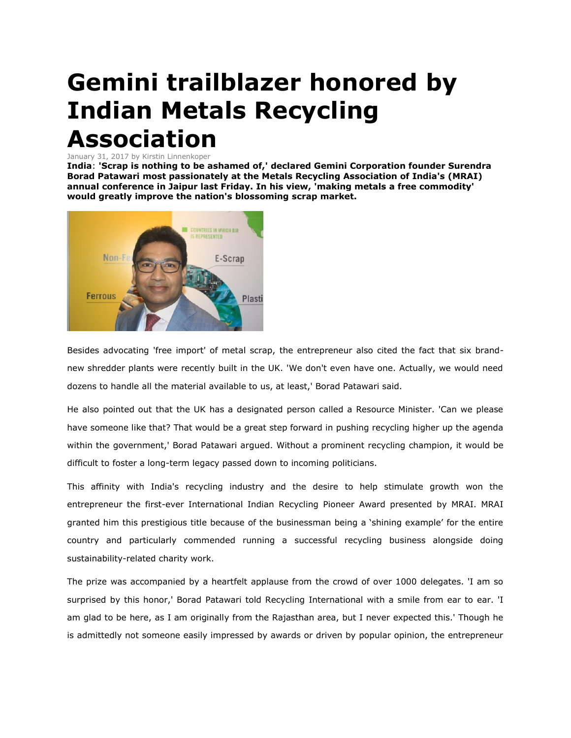# Gemini trailblazer honored by Indian Metals Recycling Association

January 31, 2017 by Kirstin Linnenkoper

**India**: **'Scrap is nothing to be ashamed of,' declared Gemini Corporation founder Surendra Borad Patawari most passionately at the Metals Recycling Association of India's (MRAI) annual conference in Jaipur last Friday. In his view, 'making metals a free commodity' would greatly improve the nation's blossoming scrap market.**

Besides advocating 'free import' of metal scrap, the entrepreneur also cited the fact that six brand-new shredder plants were recently built in the UK. 'We don't even have one. Actually, we would need dozens to handle all the material available to us, at least,' Borad Patawari said.

He also pointed out that the UK has a designated person called a Resource Minister. 'Can we please have someone like that? That would be a great step forward in pushing recycling higher up the agenda within the government,' Borad Patawari argued. Without a prominent recycling champion, it would be difficult to foster a long-term legacy passed down to incoming politicians.

This affinity with India's recycling industry and the desire to help stimulate growth won the entrepreneur the first-ever International Indian Recycling Pioneer Award presented by MRAI. MRAI granted him this prestigious title because of the businessman being a 'shining example' for the entire country and particularly commended running a successful recycling business alongside doing sustainability-related charity work.

The prize was accompanied by a heartfelt applause from the crowd of over 1000 delegates. 'I am so surprised by this honor,' Borad Patawari told Recycling International with a smile from ear to ear. 'I am glad to be here, as I am originally from the Rajasthan area, but I never expected this.' Though he is admittedly not someone easily impressed by awards or driven by popular opinion, the entrepreneur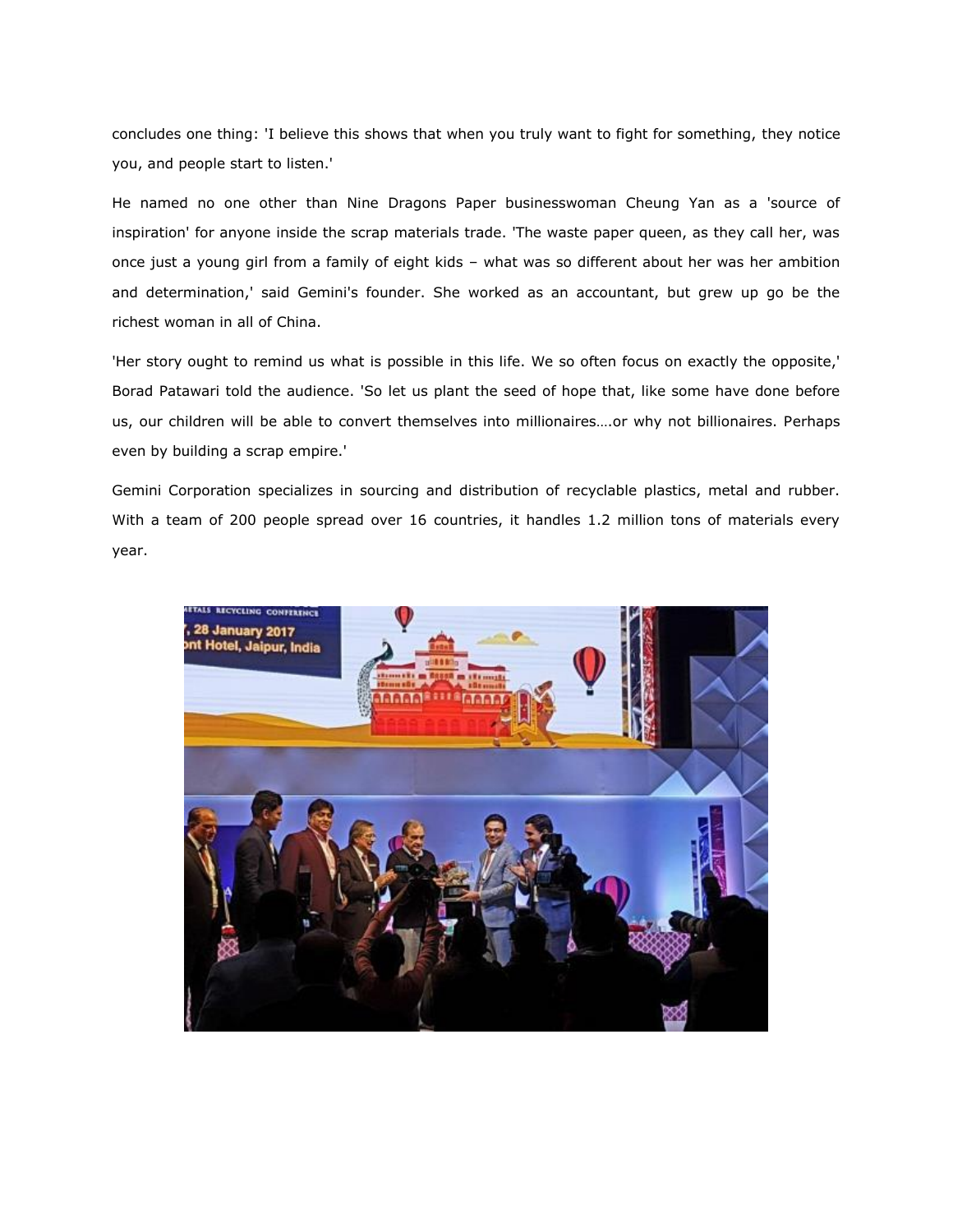concludes one thing: 'I believe this shows that when you truly want to fight for something, they notice you, and people start to listen.'

He named no one other than Nine Dragons Paper businesswoman Cheung Yan as a 'source of inspiration' for anyone inside the scrap materials trade. 'The waste paper queen, as they call her, was once just a young girl from a family of eight kids – what was so different about her was her ambition and determination,' said Gemini's founder. She worked as an accountant, but grew up go be the richest woman in all of China.

'Her story ought to remind us what is possible in this life. We so often focus on exactly the opposite,' Borad Patawari told the audience. 'So let us plant the seed of hope that, like some have done before us, our children will be able to convert themselves into millionaires….or why not billionaires. Perhaps even by building a scrap empire.'

Gemini Corporation specializes in sourcing and distribution of recyclable plastics, metal and rubber. With a team of 200 people spread over 16 countries, it handles 1.2 million tons of materials every year.